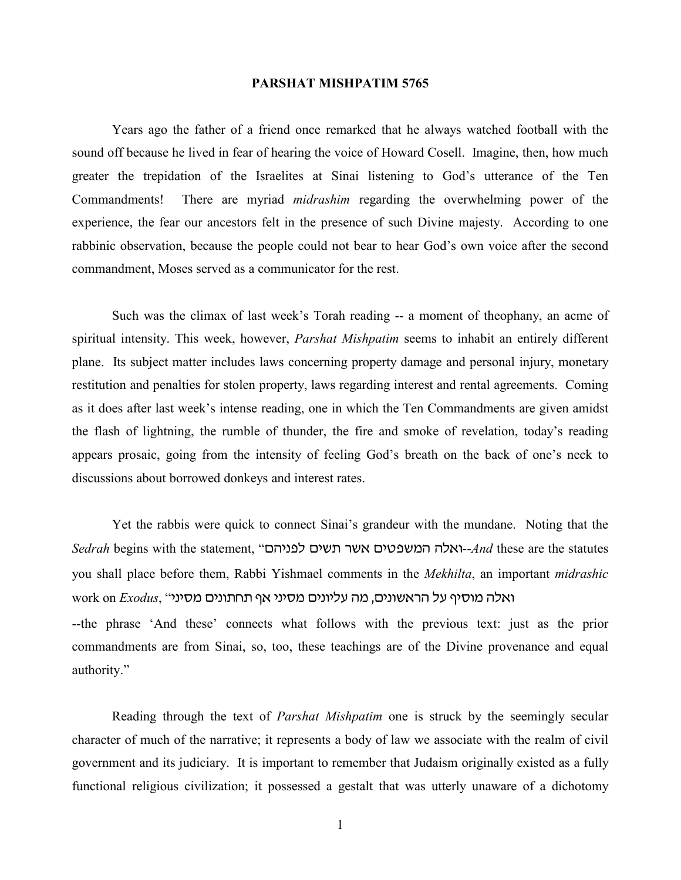# PARSHAT MISHPATIM 5765

Years ago the father of a friend once remarked that he always watched football with the sound off because he lived in fear of hearing the voice of Howard Cosell. Imagine, then, how much greater the trepidation of the Israelites at Sinai listening to God's utterance of the Ten Commandments! There are myriad *midrashim* regarding the overwhelming power of the experience, the fear our ancestors felt in the presence of such Divine majesty. According to one rabbinic observation, because the people could not bear to hear God's own voice after the second commandment, Moses served as a communicator for the rest.

Such was the climax of last week's Torah reading -- a moment of theophany, an acme of spiritual intensity. This week, however, *Parshat Mishpatim* seems to inhabit an entirely different plane. Its subject matter includes laws concerning property damage and personal injury, monetary restitution and penalties for stolen property, laws regarding interest and rental agreements. Coming as it does after last week's intense reading, one in which the Ten Commandments are given amidst the flash of lightning, the rumble of thunder, the fire and smoke of revelation, today's reading appears prosaic, going from the intensity of feeling God's breath on the back of one's neck to discussions about borrowed donkeys and interest rates.

Yet the rabbis were quick to connect Sinai's grandeur with the mundane. Noting that the *Sedrah* begins with the statement, "ואלה המשפטים אשר תשים לפניהם--*And* these are the statutes you shall place before them, Rabbi Yishmael comments in the *Mekhilta*, an important *midrashic* work on *Exodus*, "ואלה מוסיף על הראשונים, מה עליונים מסיני אף תחתונים מסיני --the phrase 'And these' connects what follows with the previous text: just as the prior commandments are from Sinai, so, too, these teachings are of the Divine provenance and equal authority."

Reading through the text of *Parshat Mishpatim* one is struck by the seemingly secular character of much of the narrative; it represents a body of law we associate with the realm of civil government and its judiciary. It is important to remember that Judaism originally existed as a fully functional religious civilization; it possessed a gestalt that was utterly unaware of a dichotomy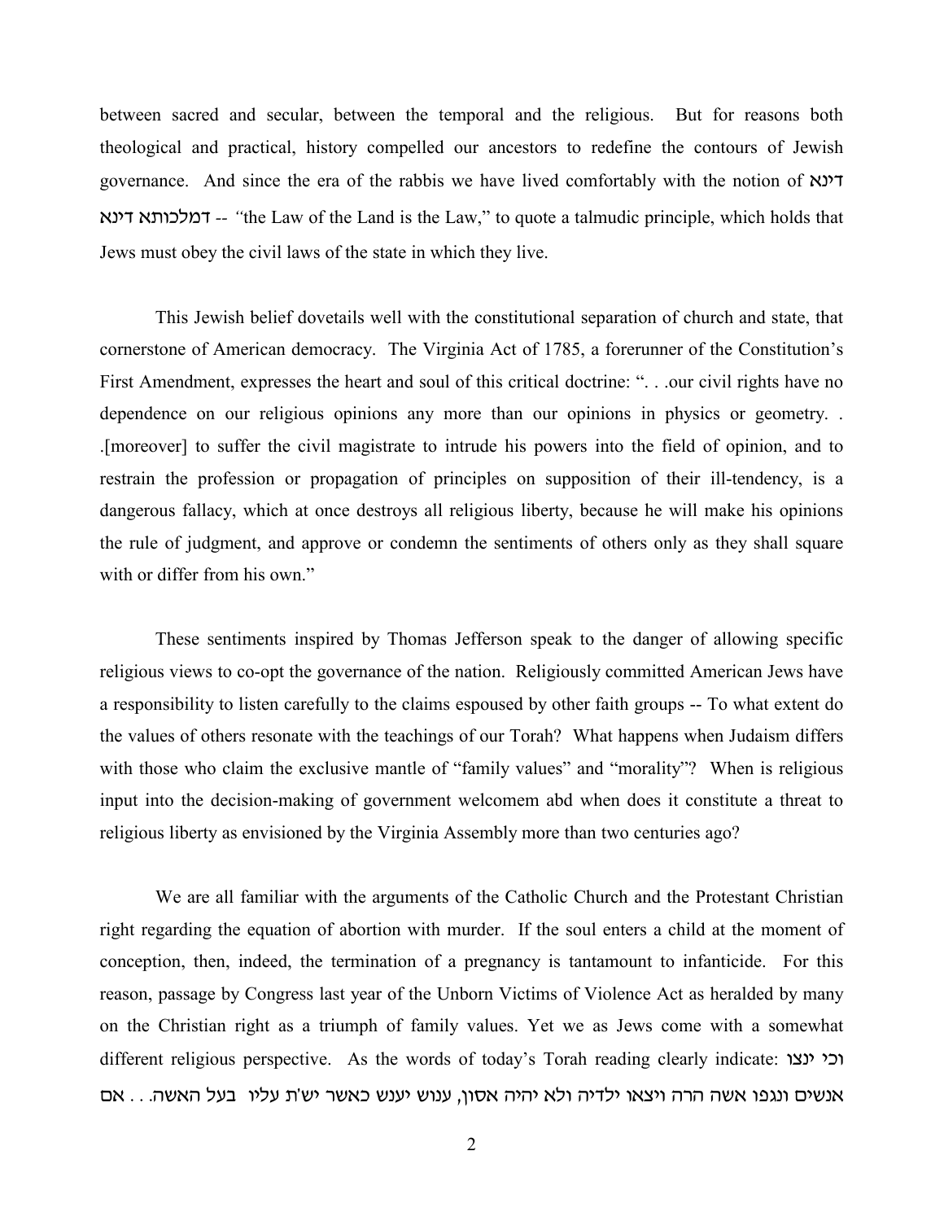between sacred and secular, between the temporal and the religious. But for reasons both theological and practical, history compelled our ancestors to redefine the contours of Jewish governance. And since the era of the rabbis we have lived comfortably with the notion of דינא דמלכותא דינא -- "the Law of the Land is the Law," to quote a talmudic principle, which holds that Jews must obey the civil laws of the state in which they live.

This Jewish belief dovetails well with the constitutional separation of church and state, that cornerstone of American democracy. The Virginia Act of 1785, a forerunner of the Constitution's First Amendment, expresses the heart and soul of this critical doctrine: ". . .our civil rights have no dependence on our religious opinions any more than our opinions in physics or geometry. . .[moreover] to suffer the civil magistrate to intrude his powers into the field of opinion, and to restrain the profession or propagation of principles on supposition of their ill-tendency, is a dangerous fallacy, which at once destroys all religious liberty, because he will make his opinions the rule of judgment, and approve or condemn the sentiments of others only as they shall square with or differ from his own."

These sentiments inspired by Thomas Jefferson speak to the danger of allowing specific religious views to co-opt the governance of the nation. Religiously committed American Jews have a responsibility to listen carefully to the claims espoused by other faith groups -- To what extent do the values of others resonate with the teachings of our Torah? What happens when Judaism differs with those who claim the exclusive mantle of "family values" and "morality"? When is religious input into the decision-making of government welcomem abd when does it constitute a threat to religious liberty as envisioned by the Virginia Assembly more than two centuries ago?

We are all familiar with the arguments of the Catholic Church and the Protestant Christian right regarding the equation of abortion with murder. If the soul enters a child at the moment of conception, then, indeed, the termination of a pregnancy is tantamount to infanticide. For this reason, passage by Congress last year of the Unborn Victims of Violence Act as heralded by many on the Christian right as a triumph of family values. Yet we as Jews come with a somewhat different religious perspective. As the words of today's Torah reading clearly indicate: וכי ינצו אנשים ונגפו אשה הרה ויצאו ילדיה ולא יהיה אסון, ענוש יענש כאשר יש'ת עליו בעל האשה. . . אם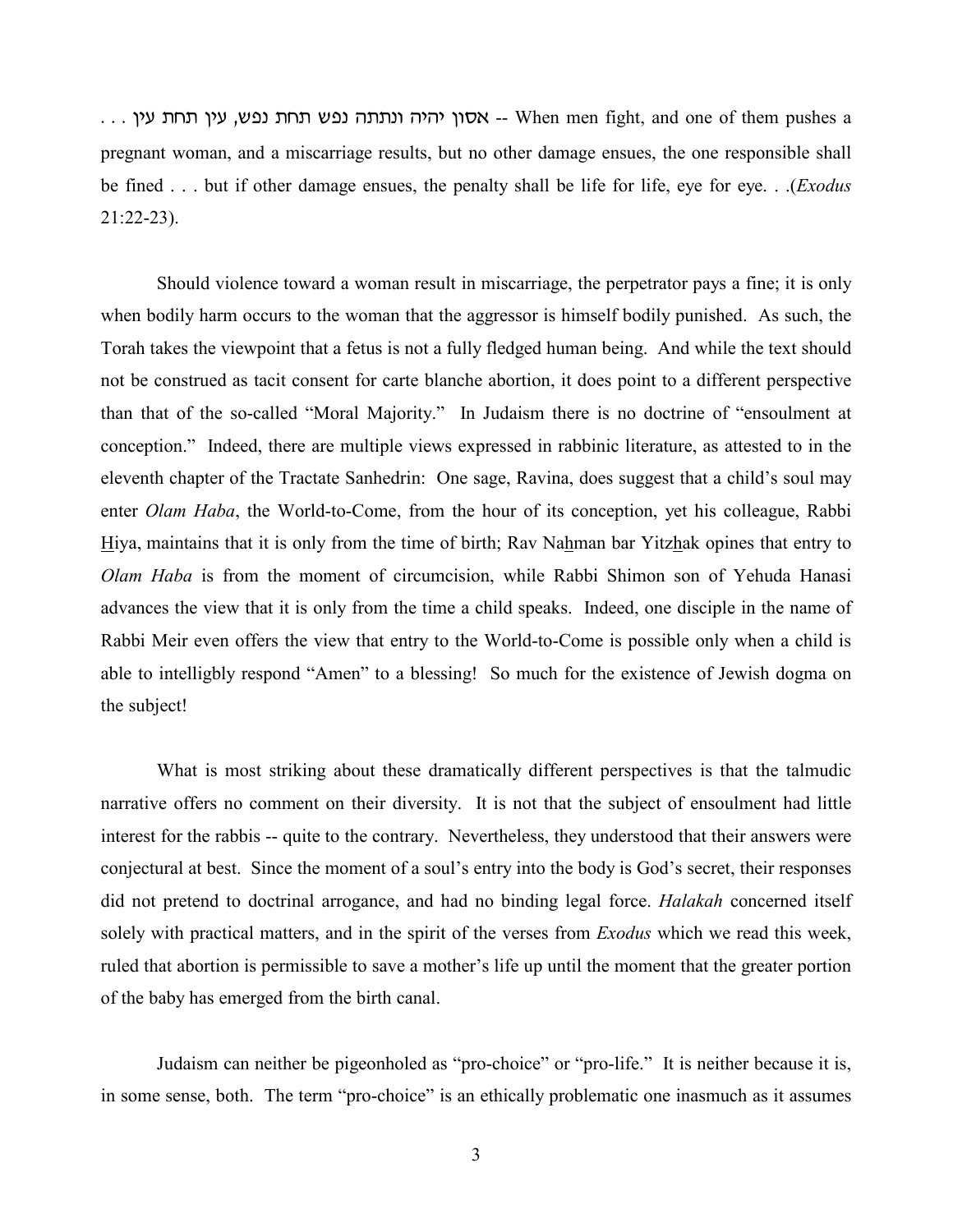. . . אסון יהיה ונתתה נפש תחת נפש, עין תחת עין . . . -- When men fight, and one of them pushes a pregnant woman, and a miscarriage results, but no other damage ensues, the one responsible shall be fined . . . but if other damage ensues, the penalty shall be life for life, eye for eye. . .(*Exodus* 21:22-23).

Should violence toward a woman result in miscarriage, the perpetrator pays a fine; it is only when bodily harm occurs to the woman that the aggressor is himself bodily punished. As such, the Torah takes the viewpoint that a fetus is not a fully fledged human being. And while the text should not be construed as tacit consent for carte blanche abortion, it does point to a different perspective than that of the so-called "Moral Majority." In Judaism there is no doctrine of "ensoulment at conception." Indeed, there are multiple views expressed in rabbinic literature, as attested to in the eleventh chapter of the Tractate Sanhedrin: One sage, Ravina, does suggest that a child's soul may enter *Olam Haba*, the World-to-Come, from the hour of its conception, yet his colleague, Rabbi Hiya, maintains that it is only from the time of birth; Rav Nahman bar Yitzhak opines that entry to *Olam Haba* is from the moment of circumcision, while Rabbi Shimon son of Yehuda Hanasi advances the view that it is only from the time a child speaks. Indeed, one disciple in the name of Rabbi Meir even offers the view that entry to the World-to-Come is possible only when a child is able to intelligbly respond "Amen" to a blessing! So much for the existence of Jewish dogma on the subject!

What is most striking about these dramatically different perspectives is that the talmudic narrative offers no comment on their diversity. It is not that the subject of ensoulment had little interest for the rabbis -- quite to the contrary. Nevertheless, they understood that their answers were conjectural at best. Since the moment of a soul's entry into the body is God's secret, their responses did not pretend to doctrinal arrogance, and had no binding legal force. *Halakah* concerned itself solely with practical matters, and in the spirit of the verses from *Exodus* which we read this week, ruled that abortion is permissible to save a mother's life up until the moment that the greater portion of the baby has emerged from the birth canal.

Judaism can neither be pigeonholed as "pro-choice" or "pro-life." It is neither because it is, in some sense, both. The term "pro-choice" is an ethically problematic one inasmuch as it assumes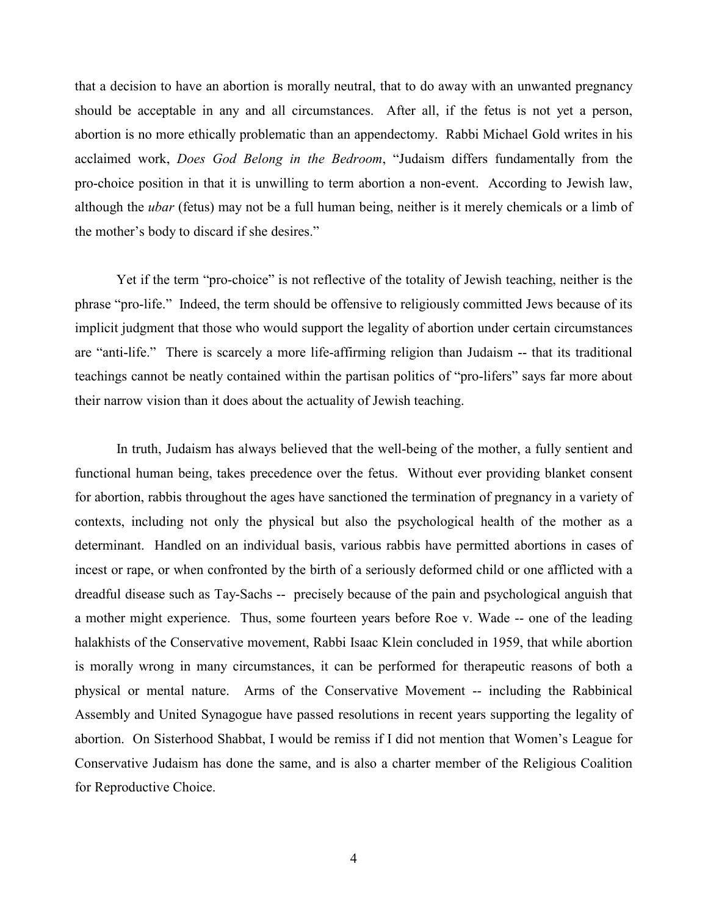that a decision to have an abortion is morally neutral, that to do away with an unwanted pregnancy should be acceptable in any and all circumstances. After all, if the fetus is not yet a person, abortion is no more ethically problematic than an appendectomy. Rabbi Michael Gold writes in his acclaimed work, *Does God Belong in the Bedroom*, "Judaism differs fundamentally from the pro-choice position in that it is unwilling to term abortion a non-event. According to Jewish law, although the *ubar* (fetus) may not be a full human being, neither is it merely chemicals or a limb of the mother's body to discard if she desires."

Yet if the term "pro-choice" is not reflective of the totality of Jewish teaching, neither is the phrase "pro-life." Indeed, the term should be offensive to religiously committed Jews because of its implicit judgment that those who would support the legality of abortion under certain circumstances are "anti-life." There is scarcely a more life-affirming religion than Judaism -- that its traditional teachings cannot be neatly contained within the partisan politics of "pro-lifers" says far more about their narrow vision than it does about the actuality of Jewish teaching.

In truth, Judaism has always believed that the well-being of the mother, a fully sentient and functional human being, takes precedence over the fetus. Without ever providing blanket consent for abortion, rabbis throughout the ages have sanctioned the termination of pregnancy in a variety of contexts, including not only the physical but also the psychological health of the mother as a determinant. Handled on an individual basis, various rabbis have permitted abortions in cases of incest or rape, or when confronted by the birth of a seriously deformed child or one afflicted with a dreadful disease such as Tay-Sachs -- precisely because of the pain and psychological anguish that a mother might experience. Thus, some fourteen years before Roe v. Wade -- one of the leading halakhists of the Conservative movement, Rabbi Isaac Klein concluded in 1959, that while abortion is morally wrong in many circumstances, it can be performed for therapeutic reasons of both a physical or mental nature. Arms of the Conservative Movement -- including the Rabbinical Assembly and United Synagogue have passed resolutions in recent years supporting the legality of abortion. On Sisterhood Shabbat, I would be remiss if I did not mention that Women's League for Conservative Judaism has done the same, and is also a charter member of the Religious Coalition for Reproductive Choice.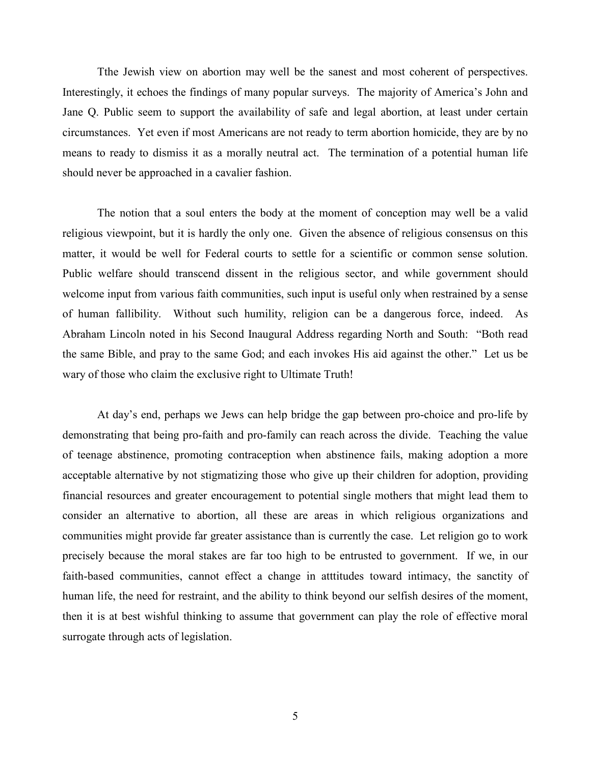Tthe Jewish view on abortion may well be the sanest and most coherent of perspectives. Interestingly, it echoes the findings of many popular surveys. The majority of America's John and Jane Q. Public seem to support the availability of safe and legal abortion, at least under certain circumstances. Yet even if most Americans are not ready to term abortion homicide, they are by no means to ready to dismiss it as a morally neutral act. The termination of a potential human life should never be approached in a cavalier fashion.

The notion that a soul enters the body at the moment of conception may well be a valid religious viewpoint, but it is hardly the only one. Given the absence of religious consensus on this matter, it would be well for Federal courts to settle for a scientific or common sense solution. Public welfare should transcend dissent in the religious sector, and while government should welcome input from various faith communities, such input is useful only when restrained by a sense of human fallibility. Without such humility, religion can be a dangerous force, indeed. As Abraham Lincoln noted in his Second Inaugural Address regarding North and South: "Both read the same Bible, and pray to the same God; and each invokes His aid against the other." Let us be wary of those who claim the exclusive right to Ultimate Truth!

At day's end, perhaps we Jews can help bridge the gap between pro-choice and pro-life by demonstrating that being pro-faith and pro-family can reach across the divide. Teaching the value of teenage abstinence, promoting contraception when abstinence fails, making adoption a more acceptable alternative by not stigmatizing those who give up their children for adoption, providing financial resources and greater encouragement to potential single mothers that might lead them to consider an alternative to abortion, all these are areas in which religious organizations and communities might provide far greater assistance than is currently the case. Let religion go to work precisely because the moral stakes are far too high to be entrusted to government. If we, in our faith-based communities, cannot effect a change in atttitudes toward intimacy, the sanctity of human life, the need for restraint, and the ability to think beyond our selfish desires of the moment, then it is at best wishful thinking to assume that government can play the role of effective moral surrogate through acts of legislation.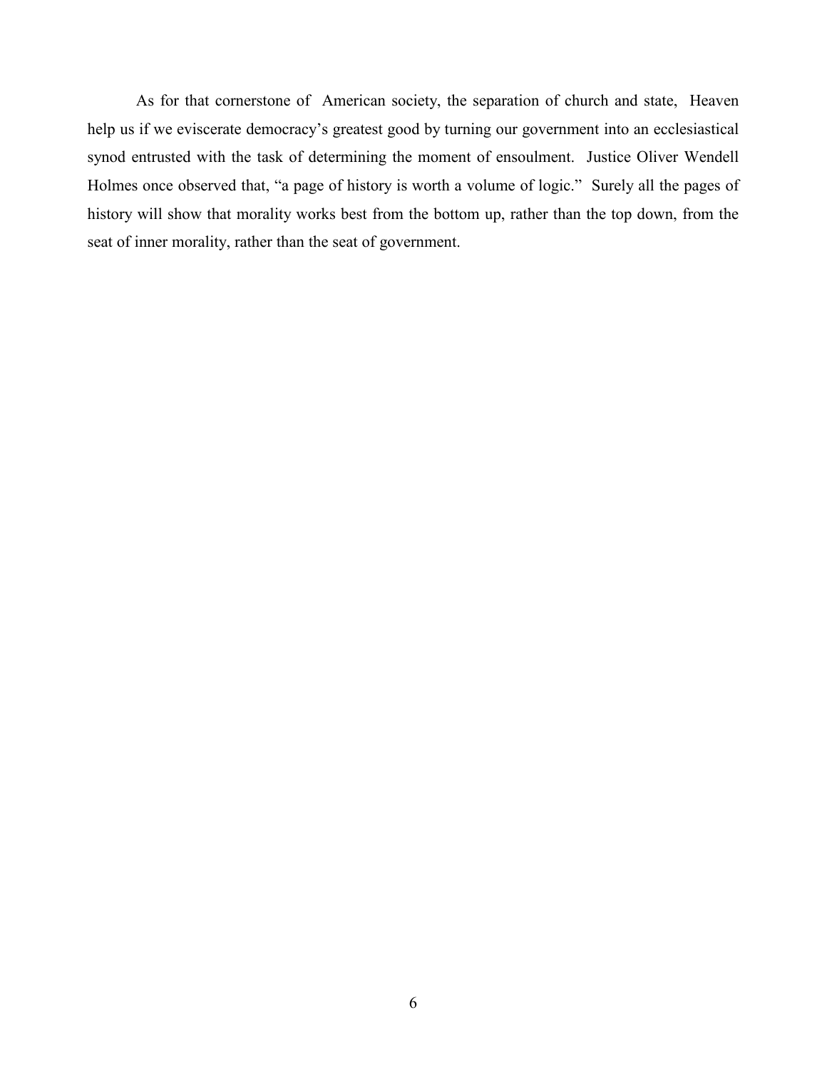As for that cornerstone of American society, the separation of church and state, Heaven help us if we eviscerate democracy's greatest good by turning our government into an ecclesiastical synod entrusted with the task of determining the moment of ensoulment. Justice Oliver Wendell Holmes once observed that, "a page of history is worth a volume of logic." Surely all the pages of history will show that morality works best from the bottom up, rather than the top down, from the seat of inner morality, rather than the seat of government.